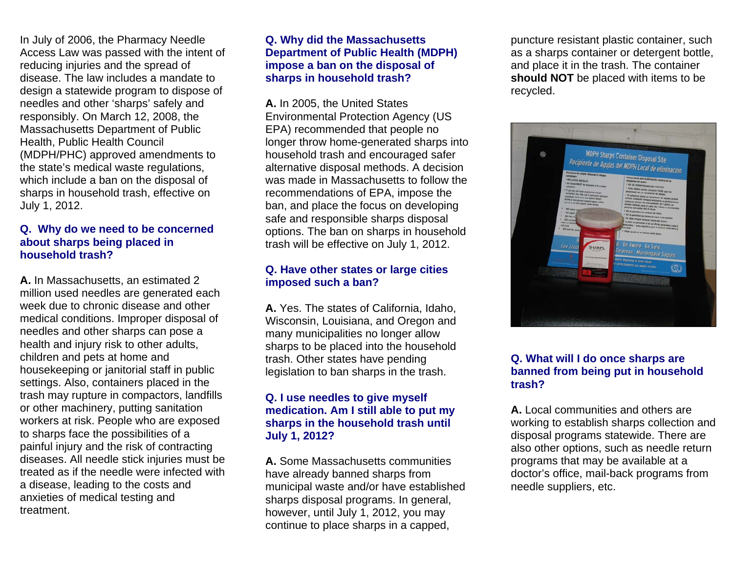In July of 2006, the Pharmacy Needle Access Law was passed with the intent of reducing injuries and the spread of disease. The law includes a mandate to design a statewide program to dispose of needles and other 'sharps' safely and responsibly. On March 12, 2008, the Massachusetts Department of Public Health, Public Health Council (MDPH/PHC) approved amendments to the state's medical waste regulations, which include a ban on the disposal of sharps in household trash, effective on July 1, 2012.

### Q. Why do we need to be concerned about sharps being placed in household trash?

**A.** In Massachusetts, an estimated 2 million used needles are generated each week due to chronic disease and other medical conditions. Improper disposal of needles and other sharps can pose a health and injury risk to other adults, children and pets at home and housekeeping or janitorial staff in public settings. Also, containers placed in the trash may rupture in compactors, landfills or other machinery, putting sanitation workers at risk. People who are exposed to sharps face the possibilities of a painful injury and the risk of contracting diseases. All needle stick injuries must be treated as if the needle were infected with a disease, leading to the costs and anxieties of medical testing and treatment.

### Q. Why did the Massachusetts Department of Public Health (MDPH) impose a ban on the disposal of sharps in household trash?

**A.** In 2005, the United States Environmental Protection Agency (US EPA) recommended that people no longer throw home-generated sharps into household trash and encouraged safer alternative disposal methods. A decision was made in Massachusetts to follow the recommendations of EPA, impose the ban, and place the focus on developing safe and responsible sharps disposal options. The ban on sharps in household trash will be effective on July 1, 2012.

### Q. Have other states or large cities imposed such a ban?

**A.** Yes. The states of California, Idaho, Wisconsin, Louisiana, and Oregon and many municipalities no longer allow sharps to be placed into the household trash. Other states have pending legislation to ban sharps in the trash.

### Q. I use needles to give myself medication. Am I still able to put my sharps in the household trash until July 1, 2012?

**A.** Some Massachusetts communities have already banned sharps from municipal waste and/or have established sharps disposal programs. In general, however, until July 1, 2012, you may continue to place sharps in a capped, puncture resistant plastic container, such as a sharps container or detergent bottle, and place it in the trash. The container **should NOT** be placed with items to be recycled.

### Q. What will I do once sharps are banned from being put in household trash?

**A.** Local communities and others are working to establish sharps collection and disposal programs statewide. There are also other options, such as needle return programs that may be available at a doctor's office, mail-back programs from needle suppliers, etc.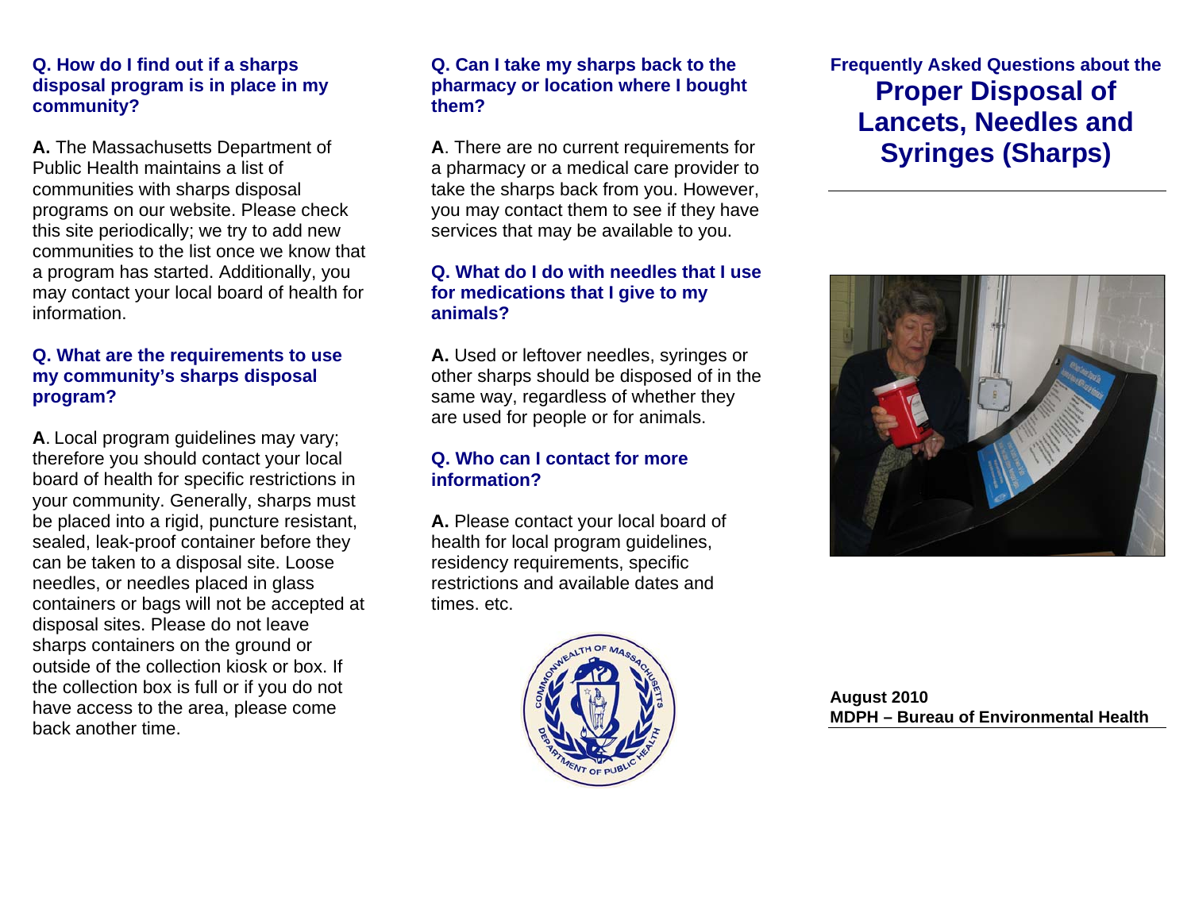**Q. How do I find out if a sharps disposal program is in place in my community?**

**A.** The Massachusetts Department of Public Health maintains a list of communities with sharps disposal programs on our website. Please check this site periodically; we try to add new communities to the list once we know that a program has started. Additionally, you may contact your local board of health for information.

**Q. What are the requirements to use my community's sharps disposal program?**

**A**. Local program guidelines may vary; therefore you should contact your local board of health for specific restrictions in your community. Generally, sharps must be placed into a rigid, puncture resistant, sealed, leak-proof container before they can be taken to a disposal site. Loose needles, or needles placed in glass containers or bags will not be accepted at disposal sites. Please do not leave sharps containers on the ground or outside of the collection kiosk or box. If the collection box is full or if you do not have access to the area, please come back another time.

**Q. Can I take my sharps back to the pharmacy or location where I bought them?**

**A**. There are no current requirements for a pharmacy or a medical care provider to take the sharps back from you. However, you may contact them to see if they have services that may be available to you.

**Q. What do I do with needles that I use for medications that I give to my animals?**

**A.** Used or leftover needles, syringes or other sharps should be disposed of in the same way, regardless of whether they are used for people or for animals.

**Q. Who can I contact for more information?**

**A.** Please contact your local board of health for local program guidelines, residency requirements, specific restrictions and available dates and times. etc.

COMMONWEALTH OF MASSACHUSETTS DEPARTMENT OF PUBLIC HEALTH

**Frequently Asked Questions about the**

# Proper Disposal of Lancets, Needles and Syringes (Sharps)

**August 2010**
**MDPH – Bureau of Environmental Health**